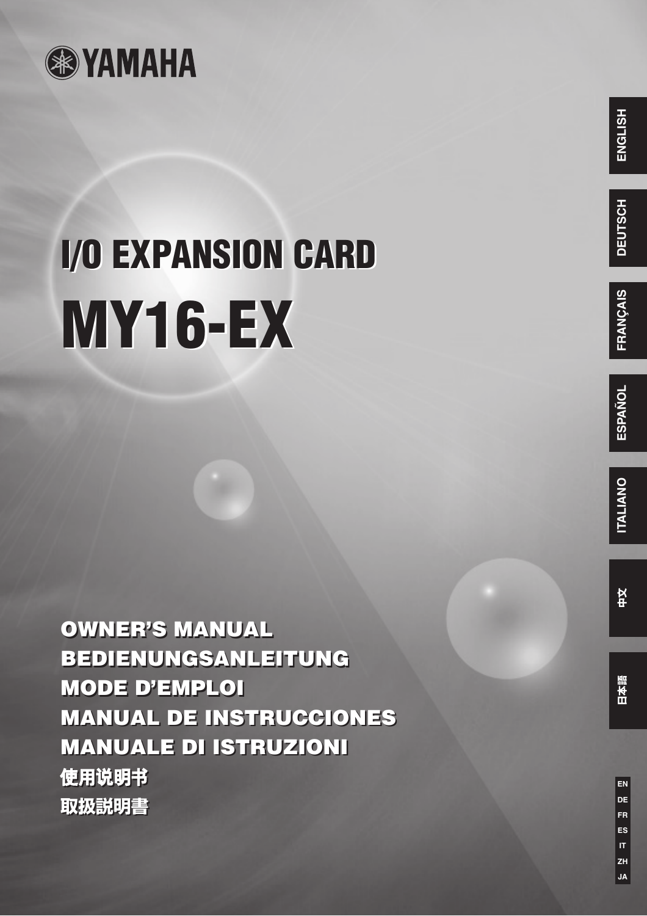YAMAHA

# I/O EXPANSION CARD

# MY16-EX

ENGLISH

DEUTSCH

FRANÇAIS

ESPAÑOL

ITALIANO

中文

日本語

**OWNER'S MANUAL**
**BEDIENUNGSANLEITUNG**
**MODE D'EMPLOI**
**MANUAL DE INSTRUCCIONES**
**MANUALE DI ISTRUZIONI**
**使用说明书**
**取扱説明書**

EN
DE
FR
ES
IT
ZH
JA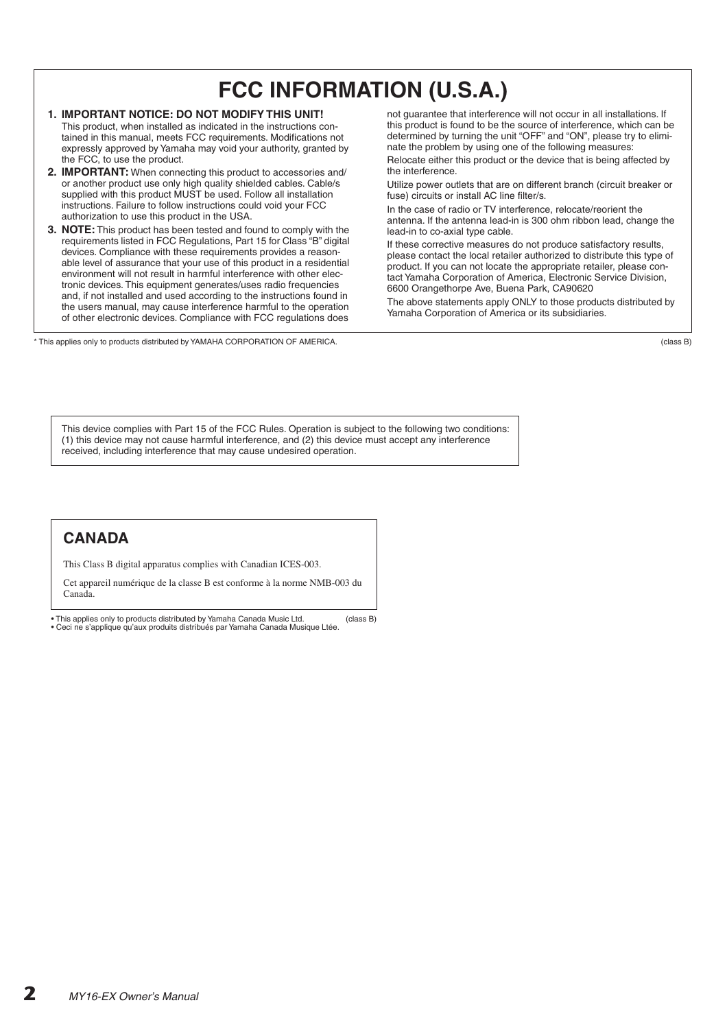# FCC INFORMATION (U.S.A.)

1. **IMPORTANT NOTICE: DO NOT MODIFY THIS UNIT!** This product, when installed as indicated in the instructions contained in this manual, meets FCC requirements. Modifications not expressly approved by Yamaha may void your authority, granted by the FCC, to use the product.
2. **IMPORTANT:** When connecting this product to accessories and/or another product use only high quality shielded cables. Cable/s supplied with this product MUST be used. Follow all installation instructions. Failure to follow instructions could void your FCC authorization to use this product in the USA.
3. **NOTE:** This product has been tested and found to comply with the requirements listed in FCC Regulations, Part 15 for Class "B" digital devices. Compliance with these requirements provides a reasonable level of assurance that your use of this product in a residential environment will not result in harmful interference with other electronic devices. This equipment generates/uses radio frequencies and, if not installed and used according to the instructions found in the users manual, may cause interference harmful to the operation of other electronic devices. Compliance with FCC regulations does not guarantee that interference will not occur in all installations. If this product is found to be the source of interference, which can be determined by turning the unit "OFF" and "ON", please try to eliminate the problem by using one of the following measures:

   Relocate either this product or the device that is being affected by the interference.

   Utilize power outlets that are on different branch (circuit breaker or fuse) circuits or install AC line filter/s.

   In the case of radio or TV interference, relocate/reorient the antenna. If the antenna lead-in is 300 ohm ribbon lead, change the lead-in to co-axial type cable.

   If these corrective measures do not produce satisfactory results, please contact the local retailer authorized to distribute this type of product. If you can not locate the appropriate retailer, please contact Yamaha Corporation of America, Electronic Service Division, 6600 Orangethorpe Ave, Buena Park, CA90620

   The above statements apply ONLY to those products distributed by Yamaha Corporation of America or its subsidiaries.

* This applies only to products distributed by YAMAHA CORPORATION OF AMERICA. (class B)

This device complies with Part 15 of the FCC Rules. Operation is subject to the following two conditions: (1) this device may not cause harmful interference, and (2) this device must accept any interference received, including interference that may cause undesired operation.

## CANADA

This Class B digital apparatus complies with Canadian ICES-003.

Cet appareil numérique de la classe B est conforme à la norme NMB-003 du Canada.

- This applies only to products distributed by Yamaha Canada Music Ltd. (class B)
- Ceci ne s'applique qu'aux produits distribués par Yamaha Canada Musique Ltée.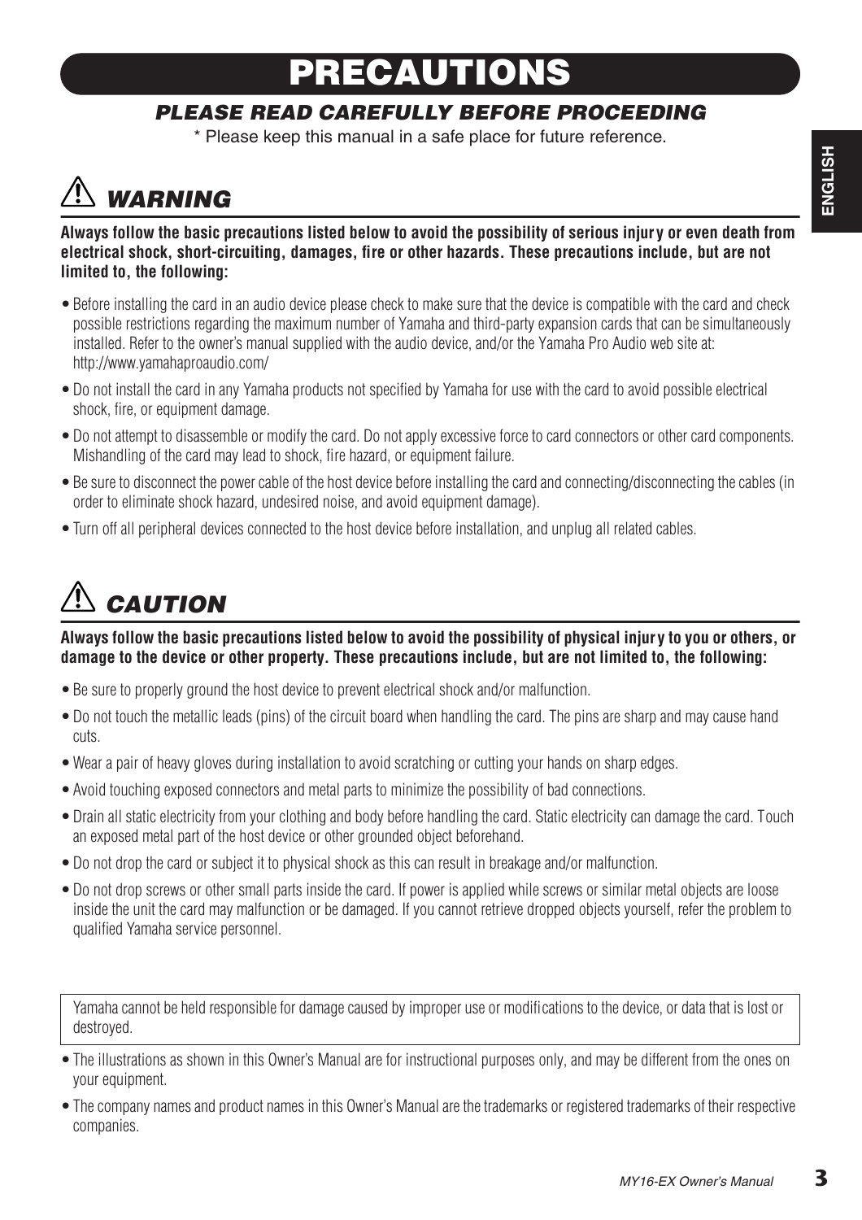# PRECAUTIONS

## *PLEASE READ CAREFULLY BEFORE PROCEEDING*

\* Please keep this manual in a safe place for future reference.

## ⚠ *WARNING*

**Always follow the basic precautions listed below to avoid the possibility of serious injury or even death from electrical shock, short-circuiting, damages, fire or other hazards. These precautions include, but are not limited to, the following:**

- Before installing the card in an audio device please check to make sure that the device is compatible with the card and check possible restrictions regarding the maximum number of Yamaha and third-party expansion cards that can be simultaneously installed. Refer to the owner's manual supplied with the audio device, and/or the Yamaha Pro Audio web site at: http://www.yamahaproaudio.com/
- Do not install the card in any Yamaha products not specified by Yamaha for use with the card to avoid possible electrical shock, fire, or equipment damage.
- Do not attempt to disassemble or modify the card. Do not apply excessive force to card connectors or other card components. Mishandling of the card may lead to shock, fire hazard, or equipment failure.
- Be sure to disconnect the power cable of the host device before installing the card and connecting/disconnecting the cables (in order to eliminate shock hazard, undesired noise, and avoid equipment damage).
- Turn off all peripheral devices connected to the host device before installation, and unplug all related cables.

## ⚠ *CAUTION*

**Always follow the basic precautions listed below to avoid the possibility of physical injury to you or others, or damage to the device or other property. These precautions include, but are not limited to, the following:**

- Be sure to properly ground the host device to prevent electrical shock and/or malfunction.
- Do not touch the metallic leads (pins) of the circuit board when handling the card. The pins are sharp and may cause hand cuts.
- Wear a pair of heavy gloves during installation to avoid scratching or cutting your hands on sharp edges.
- Avoid touching exposed connectors and metal parts to minimize the possibility of bad connections.
- Drain all static electricity from your clothing and body before handling the card. Static electricity can damage the card. Touch an exposed metal part of the host device or other grounded object beforehand.
- Do not drop the card or subject it to physical shock as this can result in breakage and/or malfunction.
- Do not drop screws or other small parts inside the card. If power is applied while screws or similar metal objects are loose inside the unit the card may malfunction or be damaged. If you cannot retrieve dropped objects yourself, refer the problem to qualified Yamaha service personnel.

Yamaha cannot be held responsible for damage caused by improper use or modifications to the device, or data that is lost or destroyed.

- The illustrations as shown in this Owner's Manual are for instructional purposes only, and may be different from the ones on your equipment.
- The company names and product names in this Owner's Manual are the trademarks or registered trademarks of their respective companies.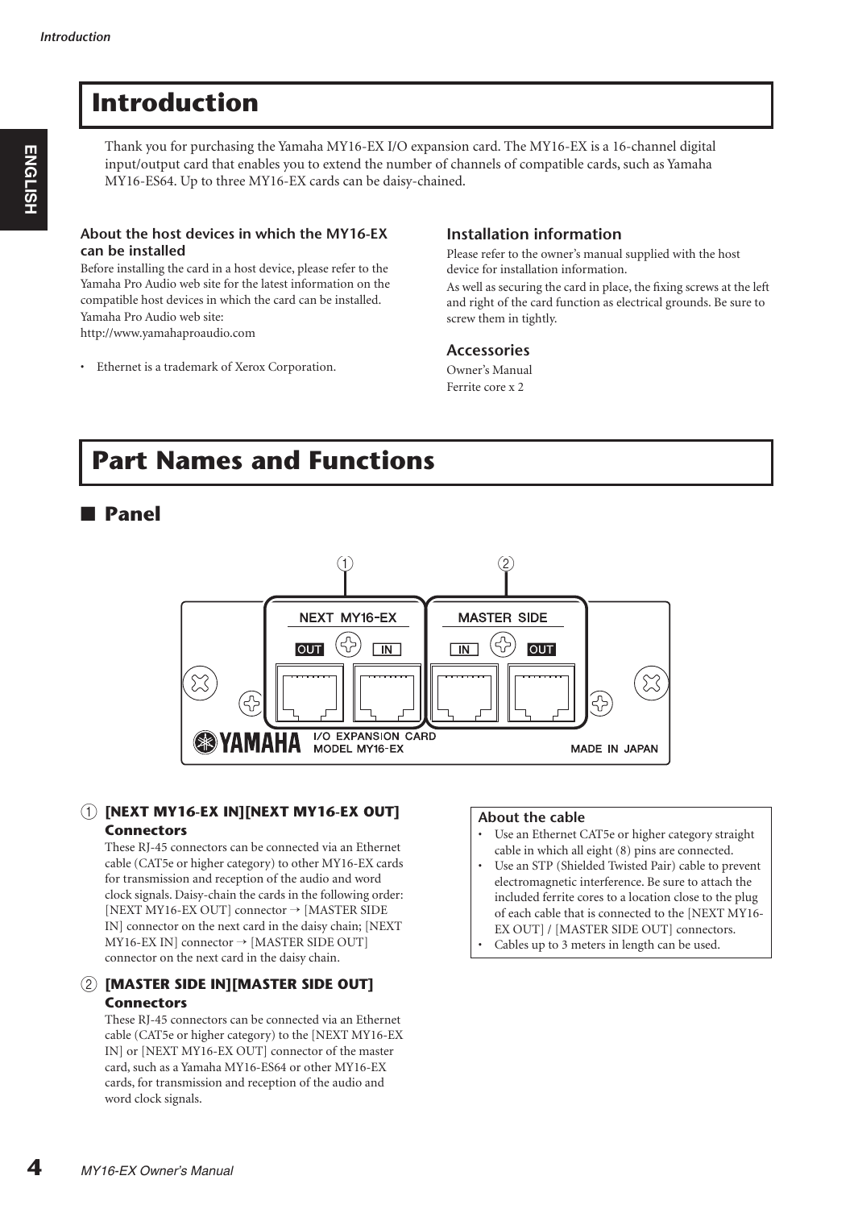# Introduction

Thank you for purchasing the Yamaha MY16-EX I/O expansion card. The MY16-EX is a 16-channel digital input/output card that enables you to extend the number of channels of compatible cards, such as Yamaha MY16-ES64. Up to three MY16-EX cards can be daisy-chained.

### About the host devices in which the MY16-EX can be installed

Before installing the card in a host device, please refer to the Yamaha Pro Audio web site for the latest information on the compatible host devices in which the card can be installed.
Yamaha Pro Audio web site:
http://www.yamahaproaudio.com

- Ethernet is a trademark of Xerox Corporation.

### Installation information

Please refer to the owner's manual supplied with the host device for installation information.
As well as securing the card in place, the fixing screws at the left and right of the card function as electrical grounds. Be sure to screw them in tightly.

### Accessories

Owner's Manual
Ferrite core x 2

# Part Names and Functions

## ■ Panel

① **[NEXT MY16-EX IN][NEXT MY16-EX OUT] Connectors**

These RJ-45 connectors can be connected via an Ethernet cable (CAT5e or higher category) to other MY16-EX cards for transmission and reception of the audio and word clock signals. Daisy-chain the cards in the following order: [NEXT MY16-EX OUT] connector → [MASTER SIDE IN] connector on the next card in the daisy chain; [NEXT MY16-EX IN] connector → [MASTER SIDE OUT] connector on the next card in the daisy chain.

② **[MASTER SIDE IN][MASTER SIDE OUT] Connectors**

These RJ-45 connectors can be connected via an Ethernet cable (CAT5e or higher category) to the [NEXT MY16-EX IN] or [NEXT MY16-EX OUT] connector of the master card, such as a Yamaha MY16-ES64 or other MY16-EX cards, for transmission and reception of the audio and word clock signals.

**About the cable**

- Use an Ethernet CAT5e or higher category straight cable in which all eight (8) pins are connected.
- Use an STP (Shielded Twisted Pair) cable to prevent electromagnetic interference. Be sure to attach the included ferrite cores to a location close to the plug of each cable that is connected to the [NEXT MY16-EX OUT] / [MASTER SIDE OUT] connectors.
- Cables up to 3 meters in length can be used.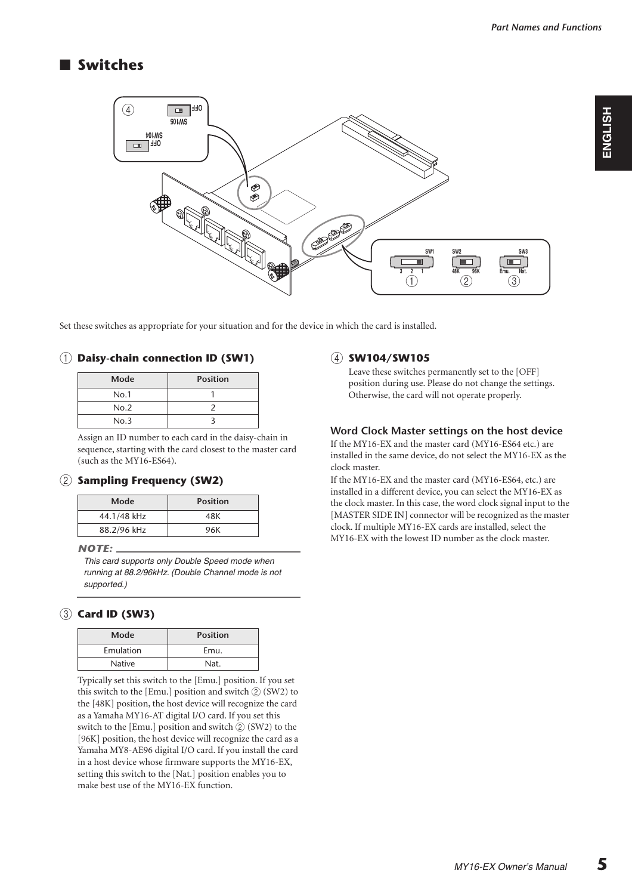## ■ Switches

Set these switches as appropriate for your situation and for the device in which the card is installed.

### ① Daisy-chain connection ID (SW1)

| Mode | Position |
|---|---|
| No.1 | 1 |
| No.2 | 2 |
| No.3 | 3 |

Assign an ID number to each card in the daisy-chain in sequence, starting with the card closest to the master card (such as the MY16-ES64).

### ② Sampling Frequency (SW2)

| Mode | Position |
|---|---|
| 44.1/48 kHz | 48K |
| 88.2/96 kHz | 96K |

**NOTE:**

*This card supports only Double Speed mode when running at 88.2/96kHz. (Double Channel mode is not supported.)*

### ③ Card ID (SW3)

| Mode | Position |
|---|---|
| Emulation | Emu. |
| Native | Nat. |

Typically set this switch to the [Emu.] position. If you set this switch to the [Emu.] position and switch ② (SW2) to the [48K] position, the host device will recognize the card as a Yamaha MY16-AT digital I/O card. If you set this switch to the [Emu.] position and switch ② (SW2) to the [96K] position, the host device will recognize the card as a Yamaha MY8-AE96 digital I/O card. If you install the card in a host device whose firmware supports the MY16-EX, setting this switch to the [Nat.] position enables you to make best use of the MY16-EX function.

### ④ SW104/SW105

Leave these switches permanently set to the [OFF] position during use. Please do not change the settings. Otherwise, the card will not operate properly.

### Word Clock Master settings on the host device

If the MY16-EX and the master card (MY16-ES64 etc.) are installed in the same device, do not select the MY16-EX as the clock master.

If the MY16-EX and the master card (MY16-ES64, etc.) are installed in a different device, you can select the MY16-EX as the clock master. In this case, the word clock signal input to the [MASTER SIDE IN] connector will be recognized as the master clock. If multiple MY16-EX cards are installed, select the MY16-EX with the lowest ID number as the clock master.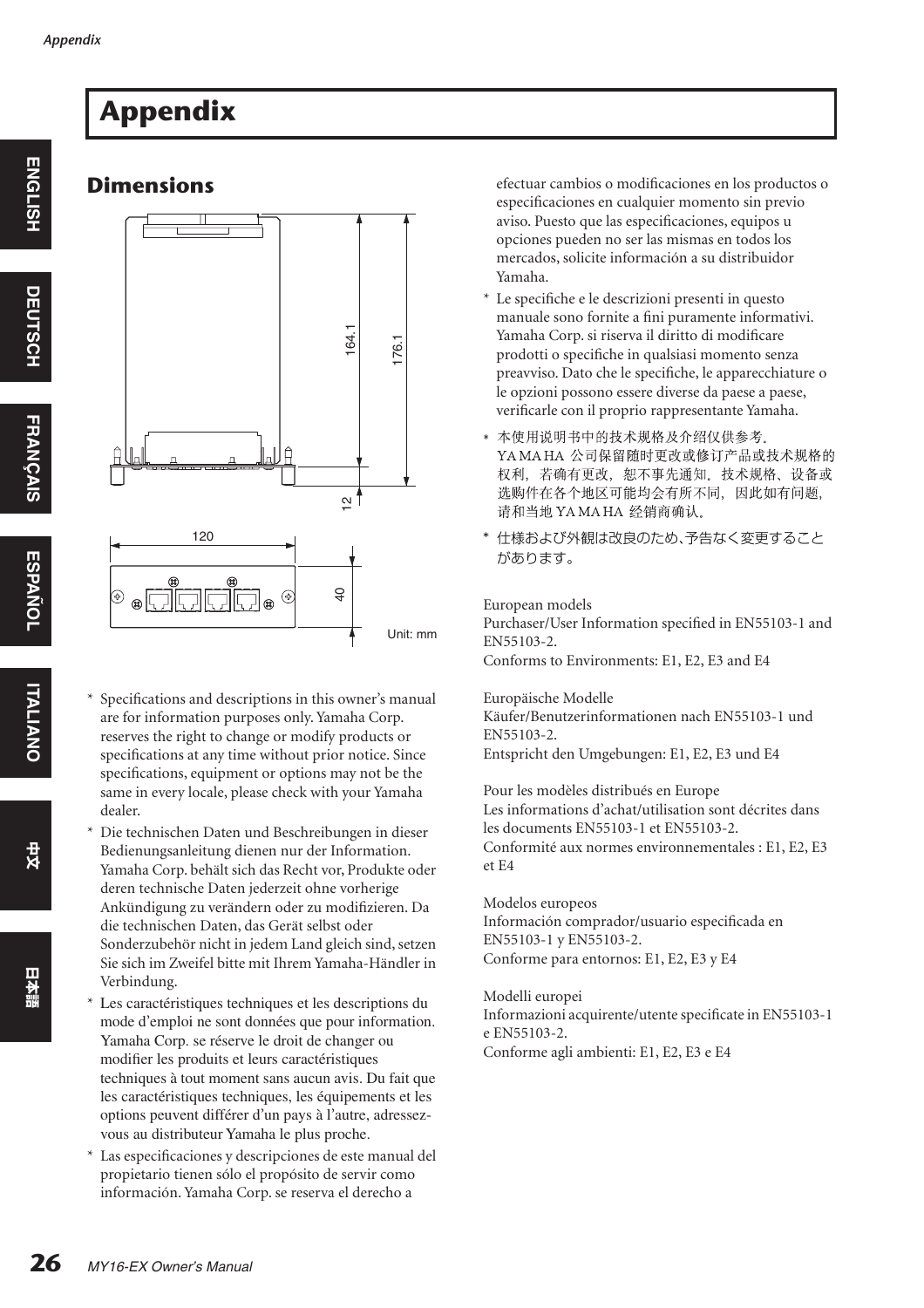# Appendix

## Dimensions

164.1

176.1

12

120

40

Unit: mm

* Specifications and descriptions in this owner's manual are for information purposes only. Yamaha Corp. reserves the right to change or modify products or specifications at any time without prior notice. Since specifications, equipment or options may not be the same in every locale, please check with your Yamaha dealer.
* Die technischen Daten und Beschreibungen in dieser Bedienungsanleitung dienen nur der Information. Yamaha Corp. behält sich das Recht vor, Produkte oder deren technische Daten jederzeit ohne vorherige Ankündigung zu verändern oder zu modifizieren. Da die technischen Daten, das Gerät selbst oder Sonderzubehör nicht in jedem Land gleich sind, setzen Sie sich im Zweifel bitte mit Ihrem Yamaha-Händler in Verbindung.
* Les caractéristiques techniques et les descriptions du mode d'emploi ne sont données que pour information. Yamaha Corp. se réserve le droit de changer ou modifier les produits et leurs caractéristiques techniques à tout moment sans aucun avis. Du fait que les caractéristiques techniques, les équipements et les options peuvent différer d'un pays à l'autre, adressez-vous au distributeur Yamaha le plus proche.
* Las especificaciones y descripciones de este manual del propietario tienen sólo el propósito de servir como información. Yamaha Corp. se reserva el derecho a efectuar cambios o modificaciones en los productos o especificaciones en cualquier momento sin previo aviso. Puesto que las especificaciones, equipos u opciones pueden no ser las mismas en todos los mercados, solicite información a su distribuidor Yamaha.
* Le specifiche e le descrizioni presenti in questo manuale sono fornite a fini puramente informativi. Yamaha Corp. si riserva il diritto di modificare prodotti o specifiche in qualsiasi momento senza preavviso. Dato che le specifiche, le apparecchiature o le opzioni possono essere diverse da paese a paese, verificarle con il proprio rappresentante Yamaha.
* 本使用说明书中的技术规格及介绍仅供参考。YAMAHA 公司保留随时更改或修订产品或技术规格的权利，若确有更改，恕不事先通知。技术规格、设备或选购件在各个地区可能均会有所不同，因此如有问题，请和当地 YAMAHA 经销商确认。
* 仕様および外観は改良のため、予告なく変更することがあります。

European models
Purchaser/User Information specified in EN55103-1 and EN55103-2.
Conforms to Environments: E1, E2, E3 and E4

Europäische Modelle
Käufer/Benutzerinformationen nach EN55103-1 und EN55103-2.
Entspricht den Umgebungen: E1, E2, E3 und E4

Pour les modèles distribués en Europe
Les informations d'achat/utilisation sont décrites dans les documents EN55103-1 et EN55103-2.
Conformité aux normes environnementales : E1, E2, E3 et E4

Modelos europeos
Información comprador/usuario especificada en EN55103-1 y EN55103-2.
Conforme para entornos: E1, E2, E3 y E4

Modelli europei
Informazioni acquirente/utente specificate in EN55103-1 e EN55103-2.
Conforme agli ambienti: E1, E2, E3 e E4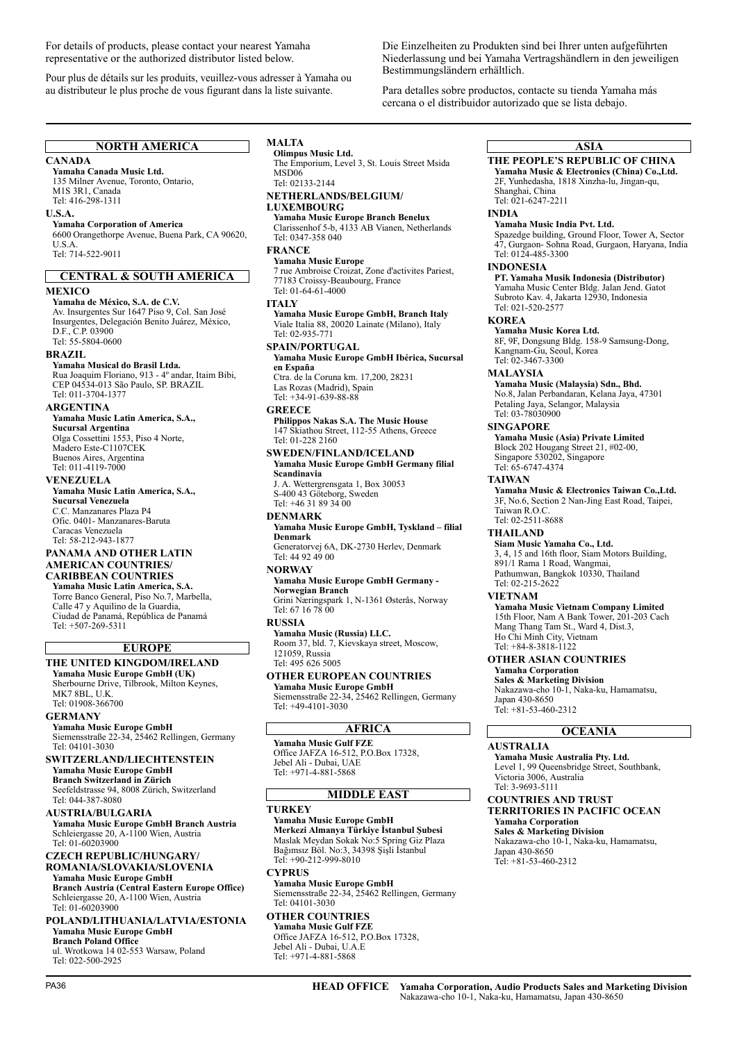For details of products, please contact your nearest Yamaha representative or the authorized distributor listed below.

Pour plus de détails sur les produits, veuillez-vous adresser à Yamaha ou au distributeur le plus proche de vous figurant dans la liste suivante.

Die Einzelheiten zu Produkten sind bei Ihrer unten aufgeführten Niederlassung und bei Yamaha Vertragshändlern in den jeweiligen Bestimmungsländern erhältlich.

Para detalles sobre productos, contacte su tienda Yamaha más cercana o el distribuidor autorizado que se lista debajo.

## NORTH AMERICA

**CANADA**
**Yamaha Canada Music Ltd.**
135 Milner Avenue, Toronto, Ontario, M1S 3R1, Canada
Tel: 416-298-1311

**U.S.A.**
**Yamaha Corporation of America**
6600 Orangethorpe Avenue, Buena Park, CA 90620, U.S.A.
Tel: 714-522-9011

## CENTRAL & SOUTH AMERICA

**MEXICO**
**Yamaha de México, S.A. de C.V.**
Av. Insurgentes Sur 1647 Piso 9, Col. San José Insurgentes, Delegación Benito Juárez, México, D.F., C.P. 03900
Tel: 55-5804-0600

**BRAZIL**
**Yamaha Musical do Brasil Ltda.**
Rua Joaquim Floriano, 913 - 4º andar, Itaim Bibi, CEP 04534-013 São Paulo, SP. BRAZIL
Tel: 011-3704-1377

**ARGENTINA**
**Yamaha Music Latin America, S.A., Sucursal Argentina**
Olga Cossettini 1553, Piso 4 Norte, Madero Este-C1107CEK
Buenos Aires, Argentina
Tel: 011-4119-7000

**VENEZUELA**
**Yamaha Music Latin America, S.A., Sucursal Venezuela**
C.C. Manzanares Plaza P4
Ofic. 0401- Manzanares-Baruta
Caracas Venezuela
Tel: 58-212-943-1877

**PANAMA AND OTHER LATIN AMERICAN COUNTRIES/ CARIBBEAN COUNTRIES**
**Yamaha Music Latin America, S.A.**
Torre Banco General, Piso No.7, Marbella, Calle 47 y Aquilino de la Guardia, Ciudad de Panamá, República de Panamá
Tel: +507-269-5311

## EUROPE

**THE UNITED KINGDOM/IRELAND**
**Yamaha Music Europe GmbH (UK)**
Sherbourne Drive, Tilbrook, Milton Keynes, MK7 8BL, U.K.
Tel: 01908-366700

**GERMANY**
**Yamaha Music Europe GmbH**
Siemensstraße 22-34, 25462 Rellingen, Germany
Tel: 04101-3030

**SWITZERLAND/LIECHTENSTEIN**
**Yamaha Music Europe GmbH Branch Switzerland in Zürich**
Seefeldstrasse 94, 8008 Zürich, Switzerland
Tel: 044-387-8080

**AUSTRIA/BULGARIA**
**Yamaha Music Europe GmbH Branch Austria**
Schleiergasse 20, A-1100 Wien, Austria
Tel: 01-60203900

**CZECH REPUBLIC/HUNGARY/ ROMANIA/SLOVAKIA/SLOVENIA**
**Yamaha Music Europe GmbH Branch Austria (Central Eastern Europe Office)**
Schleiergasse 20, A-1100 Wien, Austria
Tel: 01-60203900

**POLAND/LITHUANIA/LATVIA/ESTONIA**
**Yamaha Music Europe GmbH Branch Poland Office**
ul. Wrotkowa 14 02-553 Warsaw, Poland
Tel: 022-500-2925

**MALTA**
**Olimpus Music Ltd.**
The Emporium, Level 3, St. Louis Street Msida MSD06
Tel: 02133-2144

**NETHERLANDS/BELGIUM/ LUXEMBOURG**
**Yamaha Music Europe Branch Benelux**
Clarissenhof 5-b, 4133 AB Vianen, Netherlands
Tel: 0347-358 040

**FRANCE**
**Yamaha Music Europe**
7 rue Ambroise Croizat, Zone d'activites Pariest, 77183 Croissy-Beaubourg, France
Tel: 01-64-61-4000

**ITALY**
**Yamaha Music Europe GmbH, Branch Italy**
Viale Italia 88, 20020 Lainate (Milano), Italy
Tel: 02-935-771

**SPAIN/PORTUGAL**
**Yamaha Music Europe GmbH Ibérica, Sucursal en España**
Ctra. de la Coruna km. 17,200, 28231 Las Rozas (Madrid), Spain
Tel: +34-91-639-88-88

**GREECE**
**Philippos Nakas S.A. The Music House**
147 Skiathou Street, 112-55 Athens, Greece
Tel: 01-228 2160

**SWEDEN/FINLAND/ICELAND**
**Yamaha Music Europe GmbH Germany filial Scandinavia**
J. A. Wettergrensgata 1, Box 30053
S-400 43 Göteborg, Sweden
Tel: +46 31 89 34 00

**DENMARK**
**Yamaha Music Europe GmbH, Tyskland – filial Denmark**
Generatorvej 6A, DK-2730 Herlev, Denmark
Tel: 44 92 49 00

**NORWAY**
**Yamaha Music Europe GmbH Germany - Norwegian Branch**
Grini Næringspark 1, N-1361 Østerås, Norway
Tel: 67 16 78 00

**RUSSIA**
**Yamaha Music (Russia) LLC.**
Room 37, bld. 7, Kievskaya street, Moscow, 121059, Russia
Tel: 495 626 5005

**OTHER EUROPEAN COUNTRIES**
**Yamaha Music Europe GmbH**
Siemensstraße 22-34, 25462 Rellingen, Germany
Tel: +49-4101-3030

## AFRICA

**Yamaha Music Gulf FZE**
Office JAFZA 16-512, P.O.Box 17328, Jebel Ali - Dubai, UAE
Tel: +971-4-881-5868

## MIDDLE EAST

**TURKEY**
**Yamaha Music Europe GmbH Merkezi Almanya Türkiye İstanbul Şubesi**
Maslak Meydan Sokak No:5 Spring Giz Plaza Bağımsız Böl. No:3, 34398 Şişli İstanbul
Tel: +90-212-999-8010

**CYPRUS**
**Yamaha Music Europe GmbH**
Siemensstraße 22-34, 25462 Rellingen, Germany
Tel: 04101-3030

**OTHER COUNTRIES**
**Yamaha Music Gulf FZE**
Office JAFZA 16-512, P.O.Box 17328, Jebel Ali - Dubai, U.A.E
Tel: +971-4-881-5868

## ASIA

**THE PEOPLE'S REPUBLIC OF CHINA**
**Yamaha Music & Electronics (China) Co.,Ltd.**
2F, Yunhedasha, 1818 Xinzha-lu, Jingan-qu, Shanghai, China
Tel: 021-6247-2211

**INDIA**
**Yamaha Music India Pvt. Ltd.**
Spazedge building, Ground Floor, Tower A, Sector 47, Gurgaon- Sohna Road, Gurgaon, Haryana, India
Tel: 0124-485-3300

**INDONESIA**
**PT. Yamaha Musik Indonesia (Distributor)**
Yamaha Music Center Bldg. Jalan Jend. Gatot Subroto Kav. 4, Jakarta 12930, Indonesia
Tel: 021-520-2577

**KOREA**
**Yamaha Music Korea Ltd.**
8F, 9F, Dongsung Bldg. 158-9 Samsung-Dong, Kangnam-Gu, Seoul, Korea
Tel: 02-3467-3300

**MALAYSIA**
**Yamaha Music (Malaysia) Sdn., Bhd.**
No.8, Jalan Perbandaran, Kelana Jaya, 47301 Petaling Jaya, Selangor, Malaysia
Tel: 03-78030900

**SINGAPORE**
**Yamaha Music (Asia) Private Limited**
Block 202 Hougang Street 21, #02-00, Singapore 530202, Singapore
Tel: 65-6747-4374

**TAIWAN**
**Yamaha Music & Electronics Taiwan Co.,Ltd.**
3F, No.6, Section 2 Nan-Jing East Road, Taipei, Taiwan R.O.C.
Tel: 02-2511-8688

**THAILAND**
**Siam Music Yamaha Co., Ltd.**
3, 4, 15 and 16th floor, Siam Motors Building, 891/1 Rama 1 Road, Wangmai, Pathumwan, Bangkok 10330, Thailand
Tel: 02-215-2622

**VIETNAM**
**Yamaha Music Vietnam Company Limited**
15th Floor, Nam A Bank Tower, 201-203 Cach Mang Thang Tam St., Ward 4, Dist.3, Ho Chi Minh City, Vietnam
Tel: +84-8-3818-1122

**OTHER ASIAN COUNTRIES**
**Yamaha Corporation Sales & Marketing Division**
Nakazawa-cho 10-1, Naka-ku, Hamamatsu, Japan 430-8650
Tel: +81-53-460-2312

## OCEANIA

**AUSTRALIA**
**Yamaha Music Australia Pty. Ltd.**
Level 1, 99 Queensbridge Street, Southbank, Victoria 3006, Australia
Tel: 3-9693-5111

**COUNTRIES AND TRUST TERRITORIES IN PACIFIC OCEAN**
**Yamaha Corporation Sales & Marketing Division**
Nakazawa-cho 10-1, Naka-ku, Hamamatsu, Japan 430-8650
Tel: +81-53-460-2312

PA36

**HEAD OFFICE** **Yamaha Corporation, Audio Products Sales and Marketing Division**
Nakazawa-cho 10-1, Naka-ku, Hamamatsu, Japan 430-8650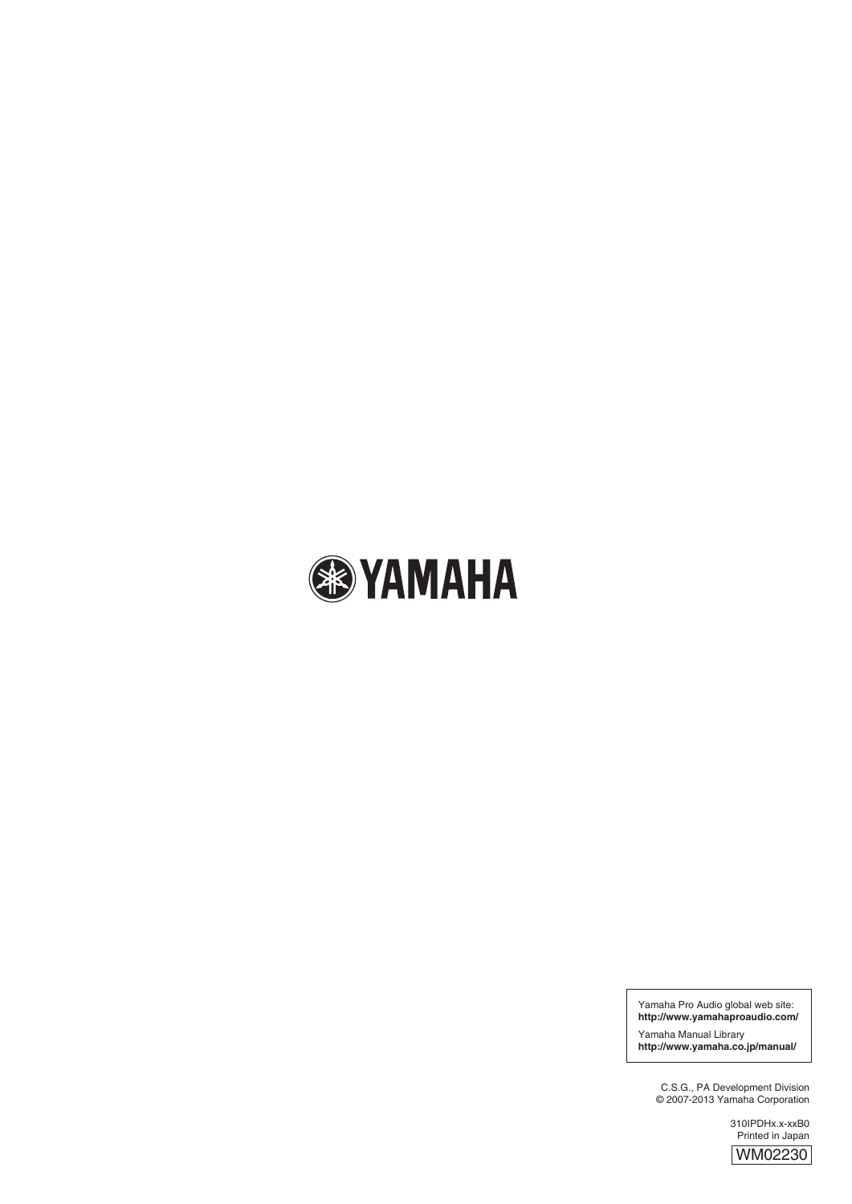YAMAHA

Yamaha Pro Audio global web site:
**http://www.yamahaproaudio.com/**

Yamaha Manual Library
**http://www.yamaha.co.jp/manual/**

C.S.G., PA Development Division
© 2007-2013 Yamaha Corporation

310IPDHx.x-xxB0
Printed in Japan

WM02230